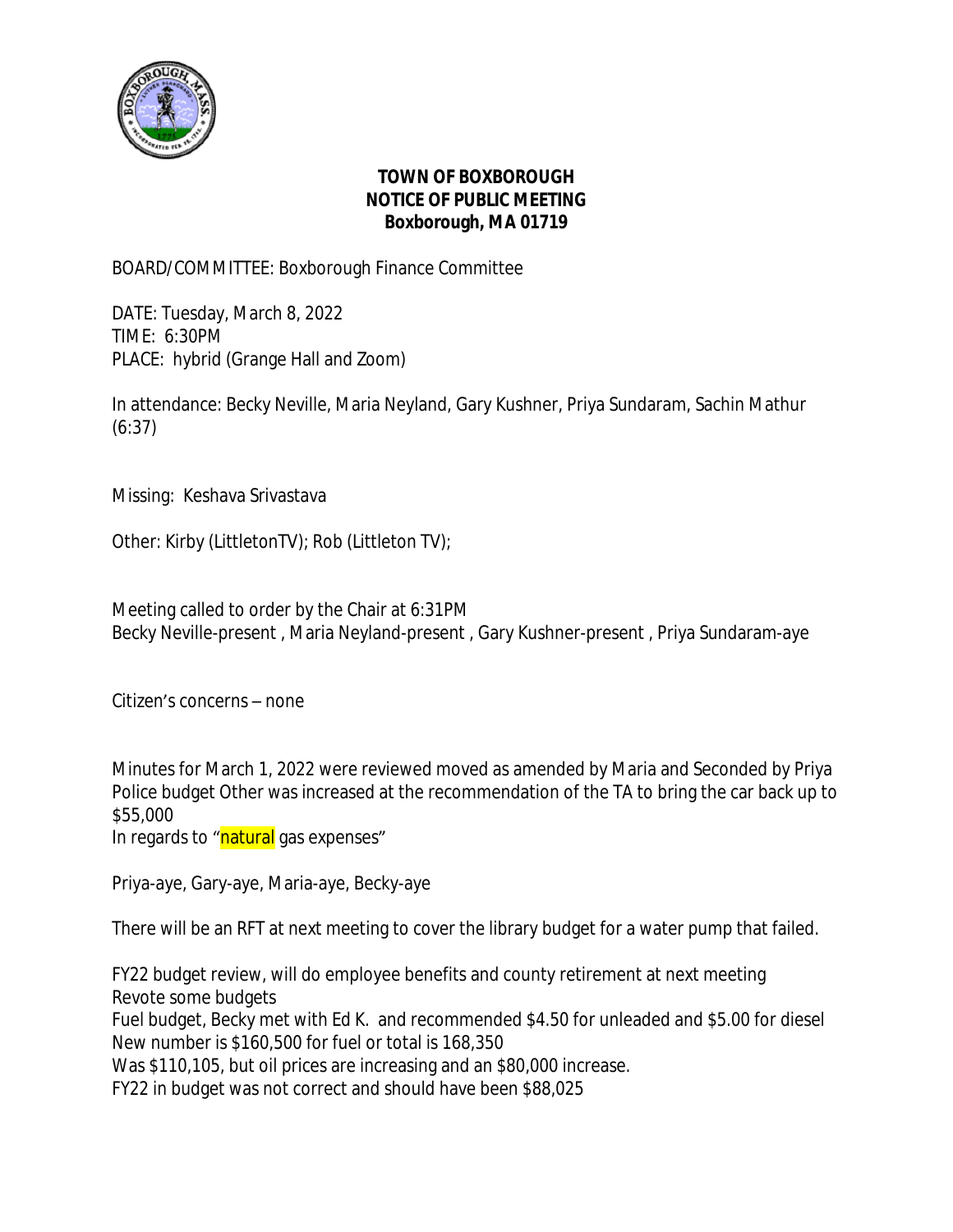**TOWN OF BOXBOROUGH**
**NOTICE OF PUBLIC MEETING**
**Boxborough, MA 01719**

BOARD/COMMITTEE: Boxborough Finance Committee

DATE: Tuesday, March 8, 2022
TIME: 6:30PM
PLACE: hybrid (Grange Hall and Zoom)

In attendance: Becky Neville, Maria Neyland, Gary Kushner, Priya Sundaram, Sachin Mathur (6:37)

Missing: Keshava Srivastava

Other: Kirby (LittletonTV); Rob (Littleton TV);

Meeting called to order by the Chair at 6:31PM
Becky Neville-present , Maria Neyland-present , Gary Kushner-present , Priya Sundaram-aye

Citizen's concerns – none

Minutes for March 1, 2022 were reviewed moved as amended by Maria and Seconded by Priya
Police budget Other was increased at the recommendation of the TA to bring the car back up to $55,000
In regards to "natural gas expenses"

Priya-aye, Gary-aye, Maria-aye, Becky-aye

There will be an RFT at next meeting to cover the library budget for a water pump that failed.

FY22 budget review, will do employee benefits and county retirement at next meeting
Revote some budgets
Fuel budget, Becky met with Ed K. and recommended $4.50 for unleaded and $5.00 for diesel
New number is $160,500 for fuel or total is 168,350
Was $110,105, but oil prices are increasing and an $80,000 increase.
FY22 in budget was not correct and should have been $88,025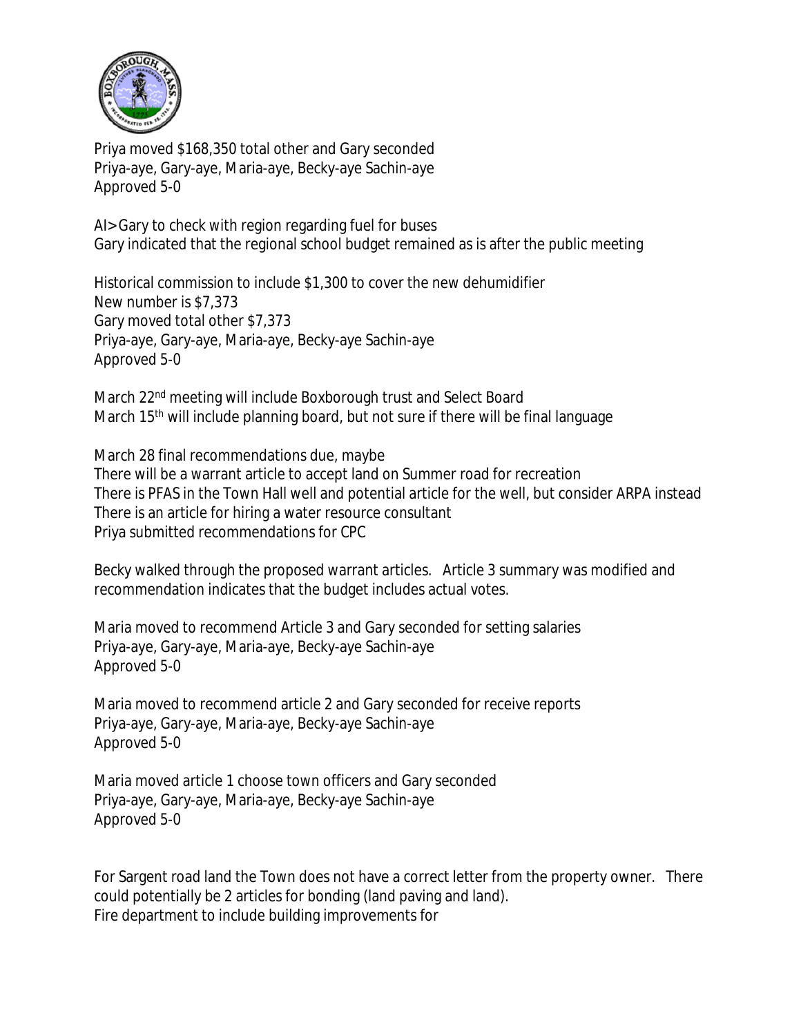Priya moved $168,350 total other and Gary seconded
Priya-aye, Gary-aye, Maria-aye, Becky-aye Sachin-aye
Approved 5-0

AI>Gary to check with region regarding fuel for buses
Gary indicated that the regional school budget remained as is after the public meeting

Historical commission to include $1,300 to cover the new dehumidifier
New number is $7,373
Gary moved total other $7,373
Priya-aye, Gary-aye, Maria-aye, Becky-aye Sachin-aye
Approved 5-0

March 22nd meeting will include Boxborough trust and Select Board
March 15th will include planning board, but not sure if there will be final language

March 28 final recommendations due, maybe
There will be a warrant article to accept land on Summer road for recreation
There is PFAS in the Town Hall well and potential article for the well, but consider ARPA instead
There is an article for hiring a water resource consultant
Priya submitted recommendations for CPC

Becky walked through the proposed warrant articles. Article 3 summary was modified and recommendation indicates that the budget includes actual votes.

Maria moved to recommend Article 3 and Gary seconded for setting salaries
Priya-aye, Gary-aye, Maria-aye, Becky-aye Sachin-aye
Approved 5-0

Maria moved to recommend article 2 and Gary seconded for receive reports
Priya-aye, Gary-aye, Maria-aye, Becky-aye Sachin-aye
Approved 5-0

Maria moved article 1 choose town officers and Gary seconded
Priya-aye, Gary-aye, Maria-aye, Becky-aye Sachin-aye
Approved 5-0

For Sargent road land the Town does not have a correct letter from the property owner. There could potentially be 2 articles for bonding (land paving and land).
Fire department to include building improvements for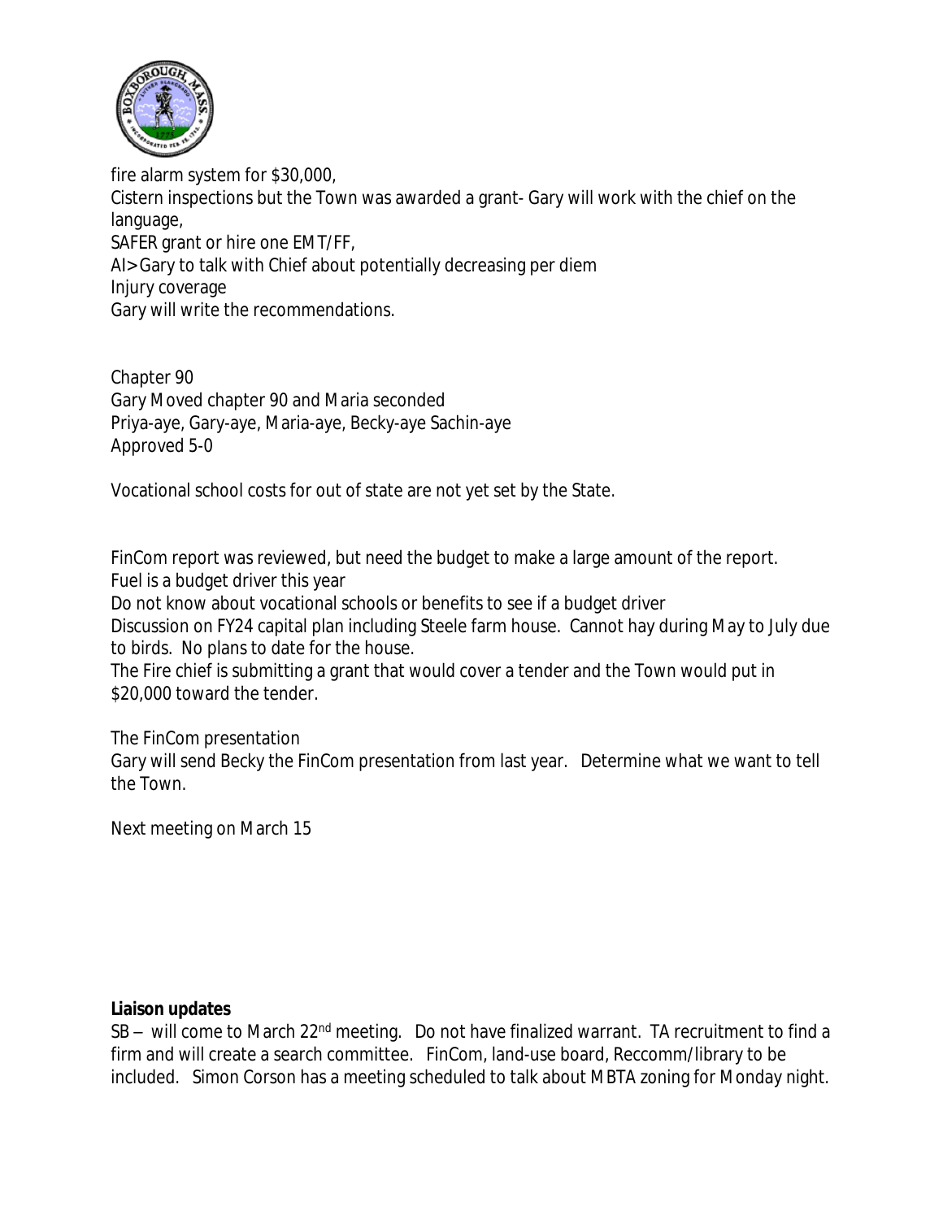fire alarm system for $30,000,
Cistern inspections but the Town was awarded a grant- Gary will work with the chief on the language,
SAFER grant or hire one EMT/FF,
AI>Gary to talk with Chief about potentially decreasing per diem
Injury coverage
Gary will write the recommendations.

Chapter 90
Gary Moved chapter 90 and Maria seconded
Priya-aye, Gary-aye, Maria-aye, Becky-aye Sachin-aye
Approved 5-0

Vocational school costs for out of state are not yet set by the State.

FinCom report was reviewed, but need the budget to make a large amount of the report.
Fuel is a budget driver this year
Do not know about vocational schools or benefits to see if a budget driver
Discussion on FY24 capital plan including Steele farm house. Cannot hay during May to July due to birds. No plans to date for the house.
The Fire chief is submitting a grant that would cover a tender and the Town would put in $20,000 toward the tender.

The FinCom presentation
Gary will send Becky the FinCom presentation from last year. Determine what we want to tell the Town.

Next meeting on March 15

**Liaison updates**
SB – will come to March 22nd meeting. Do not have finalized warrant. TA recruitment to find a firm and will create a search committee. FinCom, land-use board, Reccomm/library to be included. Simon Corson has a meeting scheduled to talk about MBTA zoning for Monday night.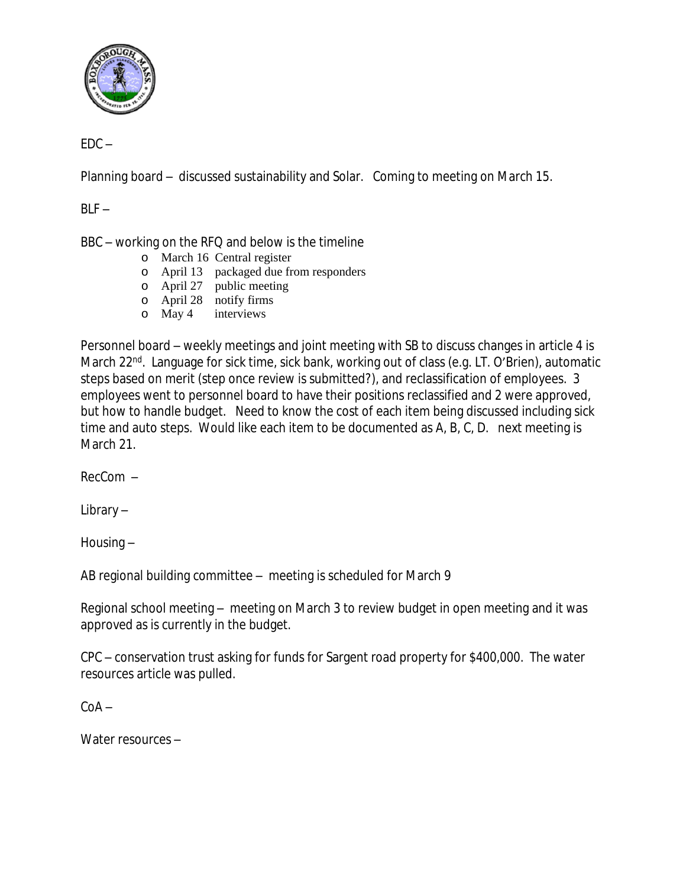EDC –

Planning board – discussed sustainability and Solar. Coming to meeting on March 15.

BLF –

BBC – working on the RFQ and below is the timeline

- March 16 Central register
- April 13 packaged due from responders
- April 27 public meeting
- April 28 notify firms
- May 4 interviews

Personnel board – weekly meetings and joint meeting with SB to discuss changes in article 4 is March 22nd. Language for sick time, sick bank, working out of class (e.g. LT. O'Brien), automatic steps based on merit (step once review is submitted?), and reclassification of employees. 3 employees went to personnel board to have their positions reclassified and 2 were approved, but how to handle budget. Need to know the cost of each item being discussed including sick time and auto steps. Would like each item to be documented as A, B, C, D. next meeting is March 21.

RecCom –

Library –

Housing –

AB regional building committee – meeting is scheduled for March 9

Regional school meeting – meeting on March 3 to review budget in open meeting and it was approved as is currently in the budget.

CPC – conservation trust asking for funds for Sargent road property for $400,000. The water resources article was pulled.

CoA –

Water resources –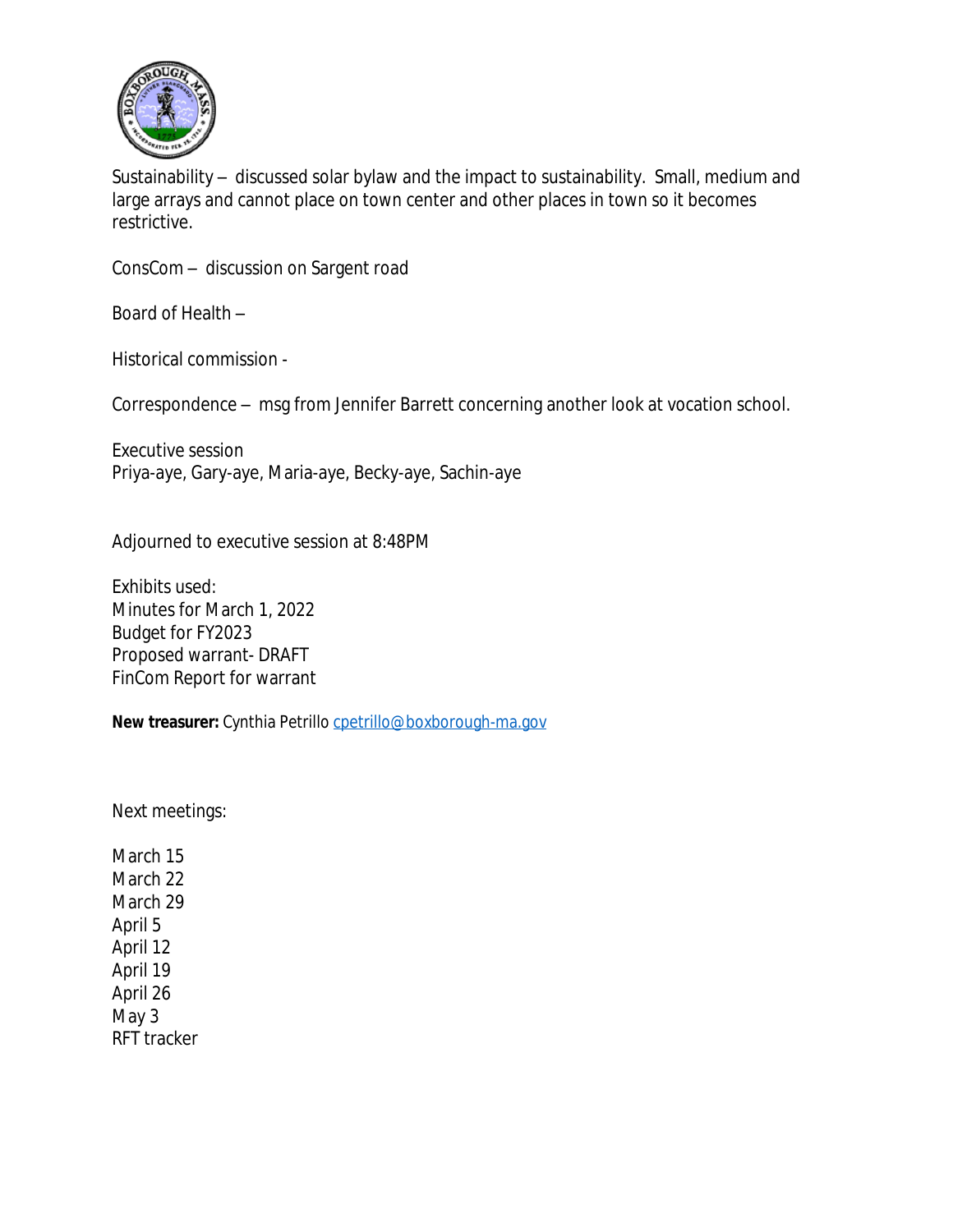Sustainability – discussed solar bylaw and the impact to sustainability. Small, medium and large arrays and cannot place on town center and other places in town so it becomes restrictive.

ConsCom – discussion on Sargent road

Board of Health –

Historical commission -

Correspondence – msg from Jennifer Barrett concerning another look at vocation school.

Executive session
Priya-aye, Gary-aye, Maria-aye, Becky-aye, Sachin-aye

Adjourned to executive session at 8:48PM

Exhibits used:
Minutes for March 1, 2022
Budget for FY2023
Proposed warrant- DRAFT
FinCom Report for warrant

**New treasurer:** Cynthia Petrillo cpetrillo@boxborough-ma.gov

Next meetings:

March 15
March 22
March 29
April 5
April 12
April 19
April 26
May 3
RFT tracker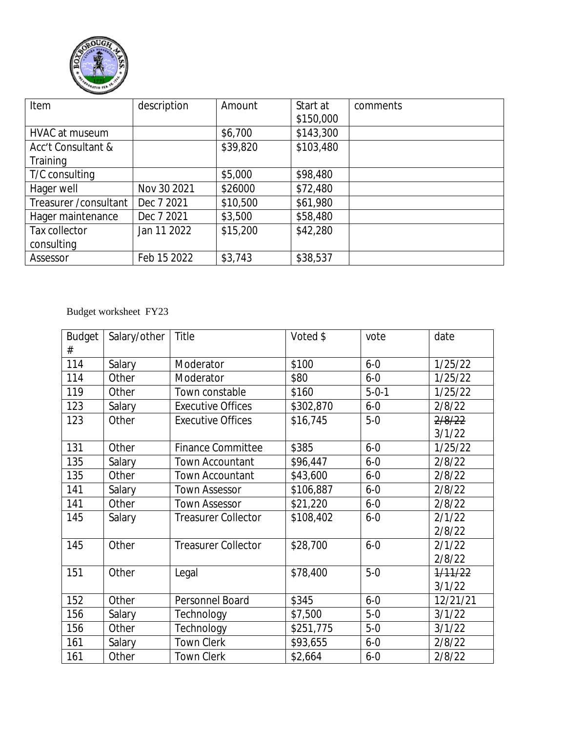| Item | description | Amount | Start at $150,000 | comments |
|---|---|---|---|---|
| HVAC at museum | | $6,700 | $143,300 | |
| Acc't Consultant & Training | | $39,820 | $103,480 | |
| T/C consulting | | $5,000 | $98,480 | |
| Hager well | Nov 30 2021 | $26000 | $72,480 | |
| Treasurer /consultant | Dec 7 2021 | $10,500 | $61,980 | |
| Hager maintenance | Dec 7 2021 | $3,500 | $58,480 | |
| Tax collector consulting | Jan 11 2022 | $15,200 | $42,280 | |
| Assessor | Feb 15 2022 | $3,743 | $38,537 | |

Budget worksheet FY23

| Budget # | Salary/other | Title | Voted $ | vote | date |
|---|---|---|---|---|---|
| 114 | Salary | Moderator | $100 | 6-0 | 1/25/22 |
| 114 | Other | Moderator | $80 | 6-0 | 1/25/22 |
| 119 | Other | Town constable | $160 | 5-0-1 | 1/25/22 |
| 123 | Salary | Executive Offices | $302,870 | 6-0 | 2/8/22 |
| 123 | Other | Executive Offices | $16,745 | 5-0 | ~~2/8/22~~ 3/1/22 |
| 131 | Other | Finance Committee | $385 | 6-0 | 1/25/22 |
| 135 | Salary | Town Accountant | $96,447 | 6-0 | 2/8/22 |
| 135 | Other | Town Accountant | $43,600 | 6-0 | 2/8/22 |
| 141 | Salary | Town Assessor | $106,887 | 6-0 | 2/8/22 |
| 141 | Other | Town Assessor | $21,220 | 6-0 | 2/8/22 |
| 145 | Salary | Treasurer Collector | $108,402 | 6-0 | 2/1/22 2/8/22 |
| 145 | Other | Treasurer Collector | $28,700 | 6-0 | 2/1/22 2/8/22 |
| 151 | Other | Legal | $78,400 | 5-0 | ~~1/11/22~~ 3/1/22 |
| 152 | Other | Personnel Board | $345 | 6-0 | 12/21/21 |
| 156 | Salary | Technology | $7,500 | 5-0 | 3/1/22 |
| 156 | Other | Technology | $251,775 | 5-0 | 3/1/22 |
| 161 | Salary | Town Clerk | $93,655 | 6-0 | 2/8/22 |
| 161 | Other | Town Clerk | $2,664 | 6-0 | 2/8/22 |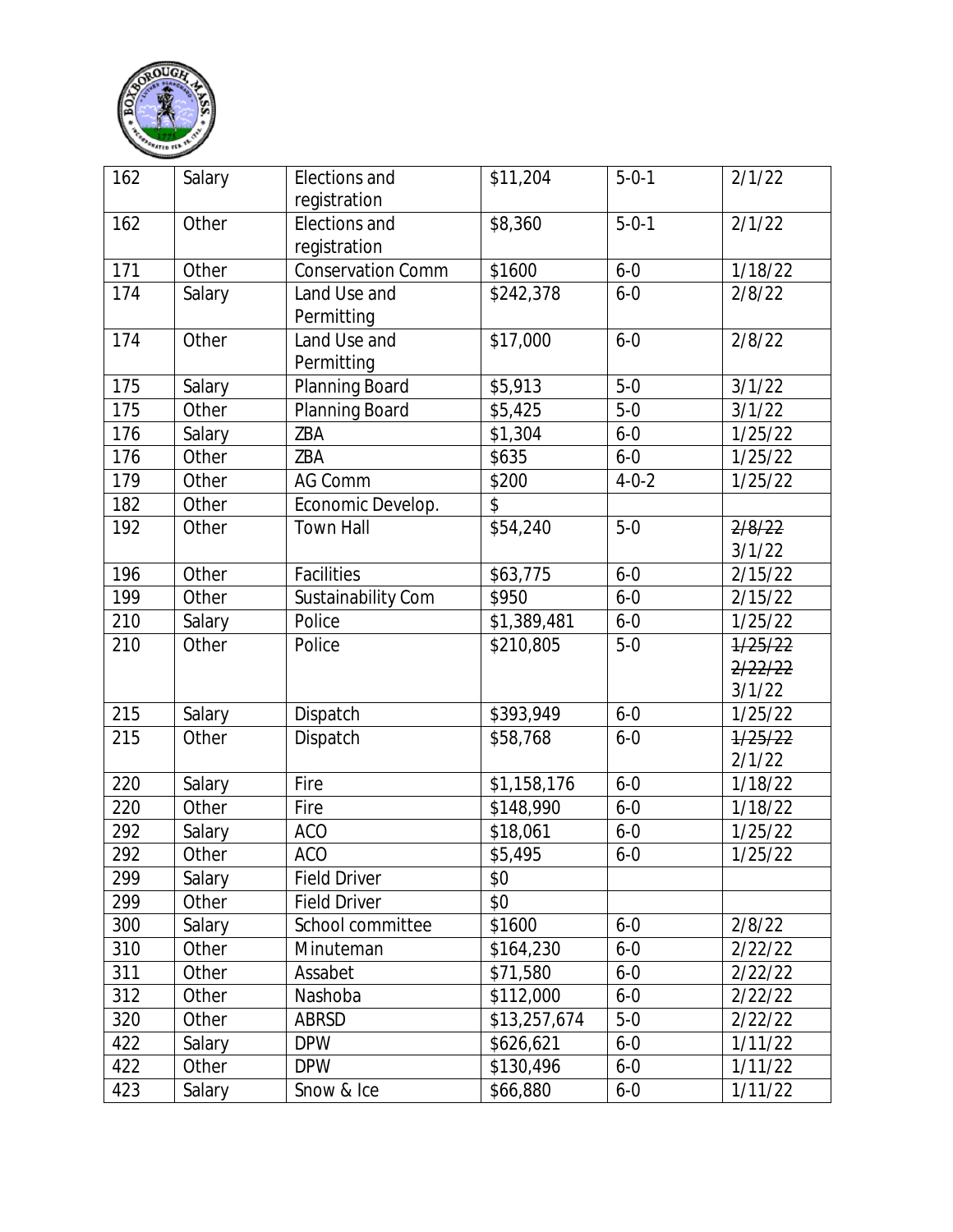| 162 | Salary | Elections and registration | $11,204 | 5-0-1 | 2/1/22 |
|---|---|---|---|---|---|
| 162 | Other | Elections and registration | $8,360 | 5-0-1 | 2/1/22 |
| 171 | Other | Conservation Comm | $1600 | 6-0 | 1/18/22 |
| 174 | Salary | Land Use and Permitting | $242,378 | 6-0 | 2/8/22 |
| 174 | Other | Land Use and Permitting | $17,000 | 6-0 | 2/8/22 |
| 175 | Salary | Planning Board | $5,913 | 5-0 | 3/1/22 |
| 175 | Other | Planning Board | $5,425 | 5-0 | 3/1/22 |
| 176 | Salary | ZBA | $1,304 | 6-0 | 1/25/22 |
| 176 | Other | ZBA | $635 | 6-0 | 1/25/22 |
| 179 | Other | AG Comm | $200 | 4-0-2 | 1/25/22 |
| 182 | Other | Economic Develop. | $ | | |
| 192 | Other | Town Hall | $54,240 | 5-0 | ~~2/8/22~~ 3/1/22 |
| 196 | Other | Facilities | $63,775 | 6-0 | 2/15/22 |
| 199 | Other | Sustainability Com | $950 | 6-0 | 2/15/22 |
| 210 | Salary | Police | $1,389,481 | 6-0 | 1/25/22 |
| 210 | Other | Police | $210,805 | 5-0 | ~~1/25/22~~ ~~2/22/22~~ 3/1/22 |
| 215 | Salary | Dispatch | $393,949 | 6-0 | 1/25/22 |
| 215 | Other | Dispatch | $58,768 | 6-0 | ~~1/25/22~~ 2/1/22 |
| 220 | Salary | Fire | $1,158,176 | 6-0 | 1/18/22 |
| 220 | Other | Fire | $148,990 | 6-0 | 1/18/22 |
| 292 | Salary | ACO | $18,061 | 6-0 | 1/25/22 |
| 292 | Other | ACO | $5,495 | 6-0 | 1/25/22 |
| 299 | Salary | Field Driver | $0 | | |
| 299 | Other | Field Driver | $0 | | |
| 300 | Salary | School committee | $1600 | 6-0 | 2/8/22 |
| 310 | Other | Minuteman | $164,230 | 6-0 | 2/22/22 |
| 311 | Other | Assabet | $71,580 | 6-0 | 2/22/22 |
| 312 | Other | Nashoba | $112,000 | 6-0 | 2/22/22 |
| 320 | Other | ABRSD | $13,257,674 | 5-0 | 2/22/22 |
| 422 | Salary | DPW | $626,621 | 6-0 | 1/11/22 |
| 422 | Other | DPW | $130,496 | 6-0 | 1/11/22 |
| 423 | Salary | Snow & Ice | $66,880 | 6-0 | 1/11/22 |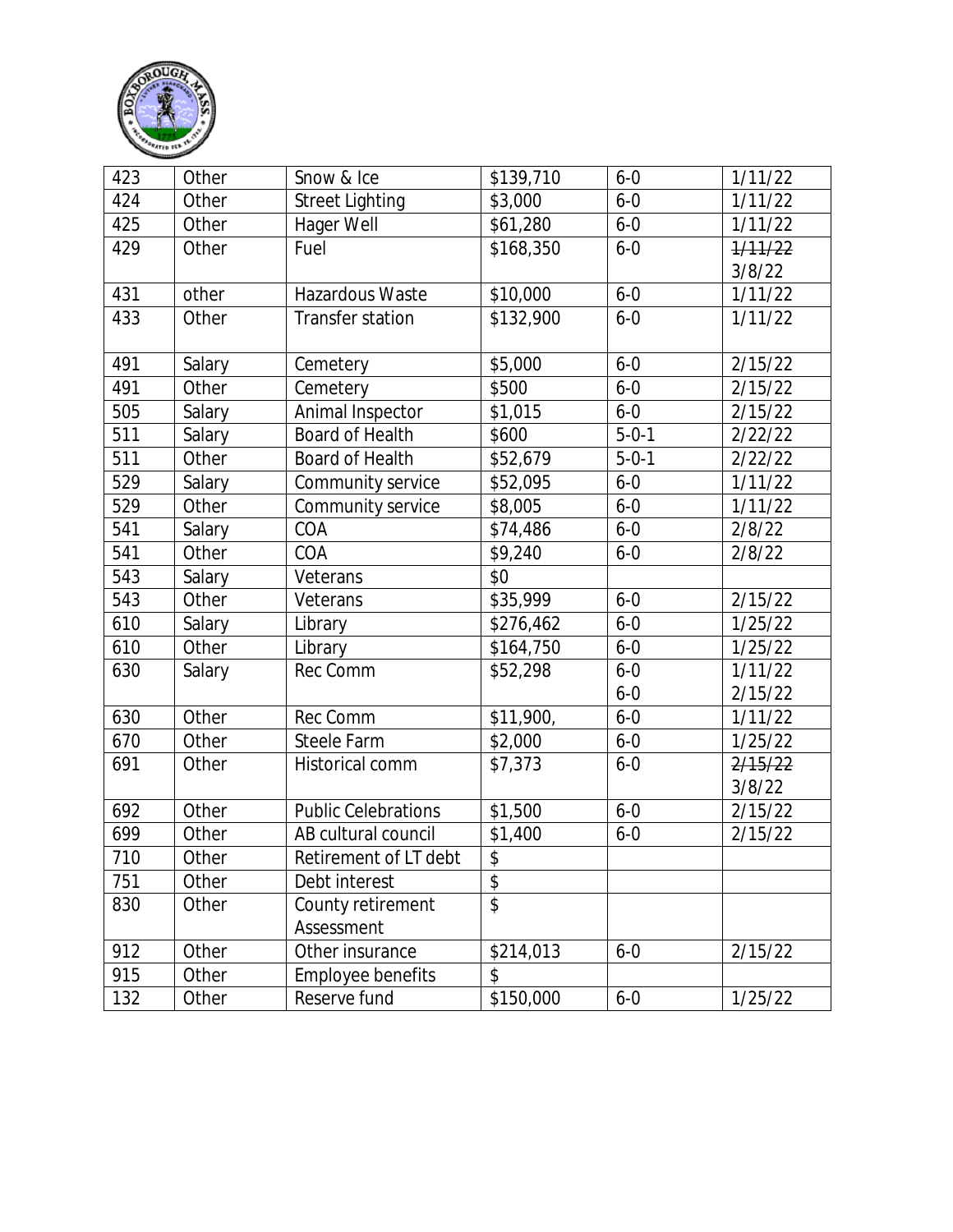| | | | | | |
|---|---|---|---|---|---|
| 423 | Other | Snow & Ice | $139,710 | 6-0 | 1/11/22 |
| 424 | Other | Street Lighting | $3,000 | 6-0 | 1/11/22 |
| 425 | Other | Hager Well | $61,280 | 6-0 | 1/11/22 |
| 429 | Other | Fuel | $168,350 | 6-0 | ~~1/11/22~~ 3/8/22 |
| 431 | other | Hazardous Waste | $10,000 | 6-0 | 1/11/22 |
| 433 | Other | Transfer station | $132,900 | 6-0 | 1/11/22 |
| 491 | Salary | Cemetery | $5,000 | 6-0 | 2/15/22 |
| 491 | Other | Cemetery | $500 | 6-0 | 2/15/22 |
| 505 | Salary | Animal Inspector | $1,015 | 6-0 | 2/15/22 |
| 511 | Salary | Board of Health | $600 | 5-0-1 | 2/22/22 |
| 511 | Other | Board of Health | $52,679 | 5-0-1 | 2/22/22 |
| 529 | Salary | Community service | $52,095 | 6-0 | 1/11/22 |
| 529 | Other | Community service | $8,005 | 6-0 | 1/11/22 |
| 541 | Salary | COA | $74,486 | 6-0 | 2/8/22 |
| 541 | Other | COA | $9,240 | 6-0 | 2/8/22 |
| 543 | Salary | Veterans | $0 | | |
| 543 | Other | Veterans | $35,999 | 6-0 | 2/15/22 |
| 610 | Salary | Library | $276,462 | 6-0 | 1/25/22 |
| 610 | Other | Library | $164,750 | 6-0 | 1/25/22 |
| 630 | Salary | Rec Comm | $52,298 | 6-0 6-0 | 1/11/22 2/15/22 |
| 630 | Other | Rec Comm | $11,900, | 6-0 | 1/11/22 |
| 670 | Other | Steele Farm | $2,000 | 6-0 | 1/25/22 |
| 691 | Other | Historical comm | $7,373 | 6-0 | ~~2/15/22~~ 3/8/22 |
| 692 | Other | Public Celebrations | $1,500 | 6-0 | 2/15/22 |
| 699 | Other | AB cultural council | $1,400 | 6-0 | 2/15/22 |
| 710 | Other | Retirement of LT debt | $ | | |
| 751 | Other | Debt interest | $ | | |
| 830 | Other | County retirement Assessment | $ | | |
| 912 | Other | Other insurance | $214,013 | 6-0 | 2/15/22 |
| 915 | Other | Employee benefits | $ | | |
| 132 | Other | Reserve fund | $150,000 | 6-0 | 1/25/22 |